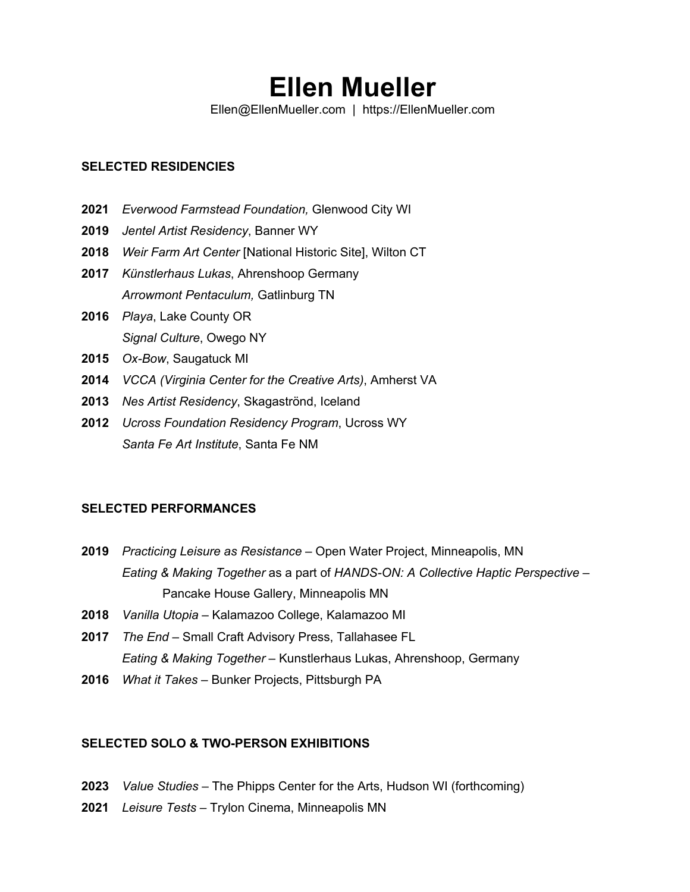# Ellen Mueller

Ellen@EllenMueller.com | https://EllenMueller.com

## SELECTED RESIDENCIES

**2021** *Everwood Farmstead Foundation,* Glenwood City WI

**2019** *Jentel Artist Residency*, Banner WY

**2018** *Weir Farm Art Center* [National Historic Site], Wilton CT

**2017** *Künstlerhaus Lukas*, Ahrenshoop Germany
*Arrowmont Pentaculum,* Gatlinburg TN

**2016** *Playa*, Lake County OR
*Signal Culture*, Owego NY

**2015** *Ox-Bow*, Saugatuck MI

**2014** *VCCA (Virginia Center for the Creative Arts)*, Amherst VA

**2013** *Nes Artist Residency*, Skagaströnd, Iceland

**2012** *Ucross Foundation Residency Program*, Ucross WY
*Santa Fe Art Institute*, Santa Fe NM

## SELECTED PERFORMANCES

**2019** *Practicing Leisure as Resistance* – Open Water Project, Minneapolis, MN
*Eating & Making Together* as a part of *HANDS-ON: A Collective Haptic Perspective* – Pancake House Gallery, Minneapolis MN

**2018** *Vanilla Utopia* – Kalamazoo College, Kalamazoo MI

**2017** *The End* – Small Craft Advisory Press, Tallahasee FL
*Eating & Making Together* – Kunstlerhaus Lukas, Ahrenshoop, Germany

**2016** *What it Takes* – Bunker Projects, Pittsburgh PA

## SELECTED SOLO & TWO-PERSON EXHIBITIONS

**2023** *Value Studies* – The Phipps Center for the Arts, Hudson WI (forthcoming)

**2021** *Leisure Tests* – Trylon Cinema, Minneapolis MN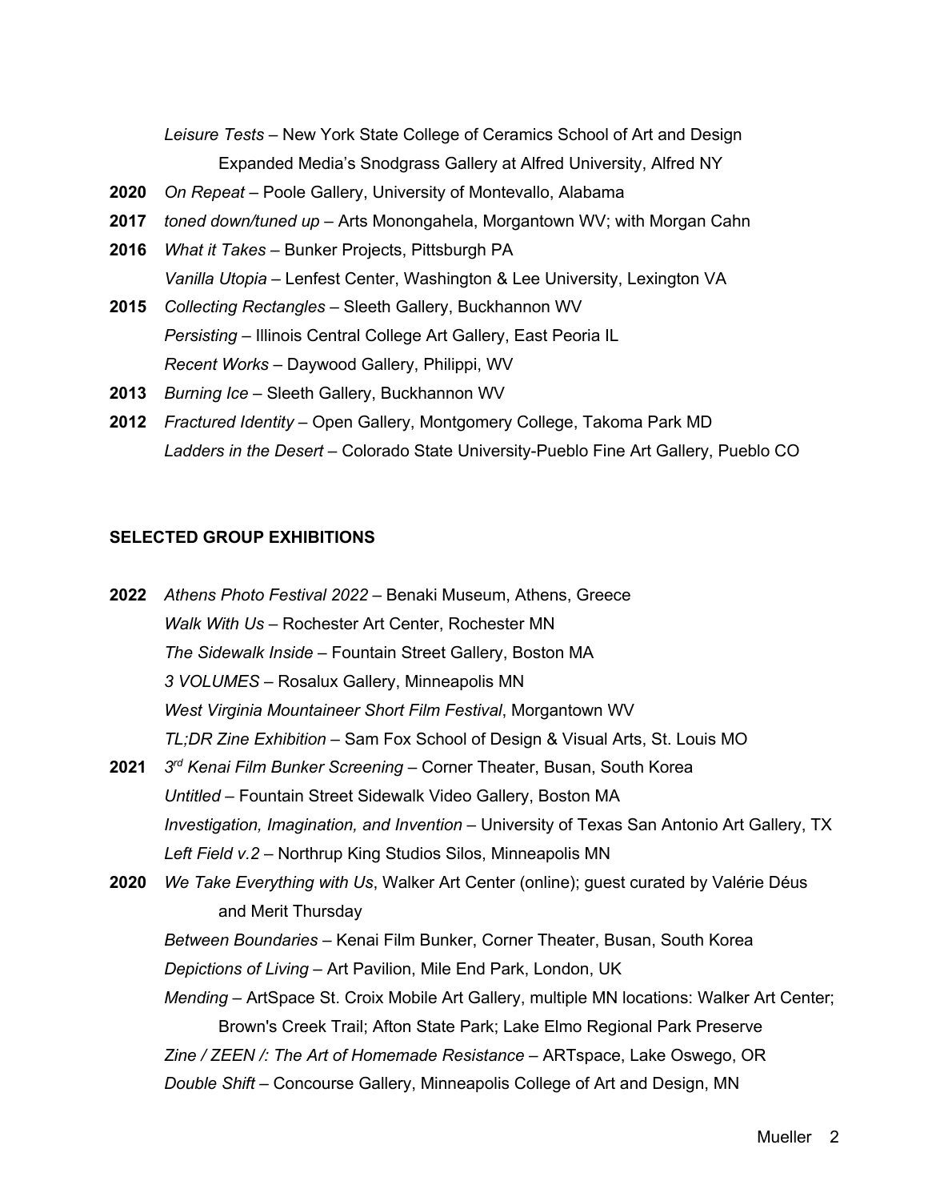*Leisure Tests* – New York State College of Ceramics School of Art and Design Expanded Media's Snodgrass Gallery at Alfred University, Alfred NY

**2020** *On Repeat* – Poole Gallery, University of Montevallo, Alabama

**2017** *toned down/tuned up* – Arts Monongahela, Morgantown WV; with Morgan Cahn

**2016** *What it Takes* – Bunker Projects, Pittsburgh PA

*Vanilla Utopia* – Lenfest Center, Washington & Lee University, Lexington VA

**2015** *Collecting Rectangles* – Sleeth Gallery, Buckhannon WV

*Persisting* – Illinois Central College Art Gallery, East Peoria IL

*Recent Works* – Daywood Gallery, Philippi, WV

**2013** *Burning Ice* – Sleeth Gallery, Buckhannon WV

**2012** *Fractured Identity* – Open Gallery, Montgomery College, Takoma Park MD

*Ladders in the Desert* – Colorado State University-Pueblo Fine Art Gallery, Pueblo CO

## SELECTED GROUP EXHIBITIONS

**2022** *Athens Photo Festival 2022* – Benaki Museum, Athens, Greece

*Walk With Us* – Rochester Art Center, Rochester MN

*The Sidewalk Inside* – Fountain Street Gallery, Boston MA

*3 VOLUMES* – Rosalux Gallery, Minneapolis MN

*West Virginia Mountaineer Short Film Festival*, Morgantown WV

*TL;DR Zine Exhibition* – Sam Fox School of Design & Visual Arts, St. Louis MO

**2021** *3rd Kenai Film Bunker Screening* – Corner Theater, Busan, South Korea

*Untitled* – Fountain Street Sidewalk Video Gallery, Boston MA

*Investigation, Imagination, and Invention* – University of Texas San Antonio Art Gallery, TX

*Left Field v.2* – Northrup King Studios Silos, Minneapolis MN

**2020** *We Take Everything with Us*, Walker Art Center (online); guest curated by Valérie Déus and Merit Thursday

*Between Boundaries* – Kenai Film Bunker, Corner Theater, Busan, South Korea

*Depictions of Living* – Art Pavilion, Mile End Park, London, UK

*Mending* – ArtSpace St. Croix Mobile Art Gallery, multiple MN locations: Walker Art Center; Brown's Creek Trail; Afton State Park; Lake Elmo Regional Park Preserve

*Zine / ZEEN /: The Art of Homemade Resistance* – ARTspace, Lake Oswego, OR

*Double Shift* – Concourse Gallery, Minneapolis College of Art and Design, MN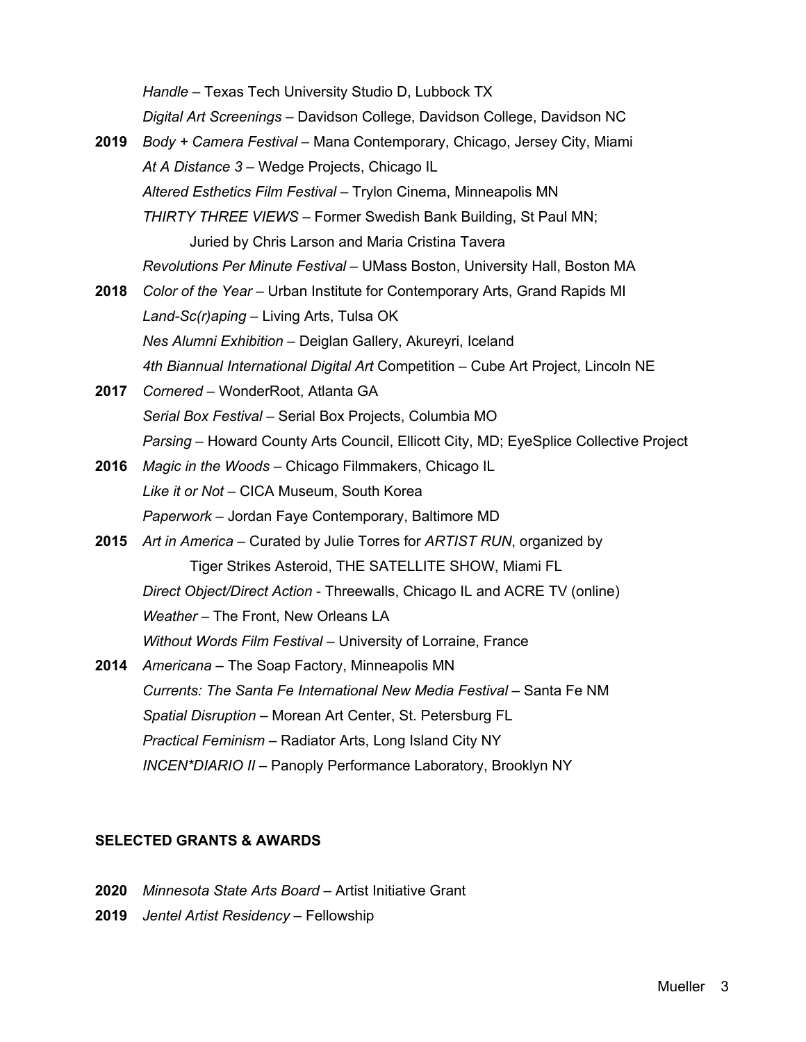*Handle* – Texas Tech University Studio D, Lubbock TX

*Digital Art Screenings* – Davidson College, Davidson College, Davidson NC

**2019** *Body + Camera Festival* – Mana Contemporary, Chicago, Jersey City, Miami

*At A Distance 3* – Wedge Projects, Chicago IL

*Altered Esthetics Film Festival* – Trylon Cinema, Minneapolis MN

*THIRTY THREE VIEWS* – Former Swedish Bank Building, St Paul MN; Juried by Chris Larson and Maria Cristina Tavera

*Revolutions Per Minute Festival* – UMass Boston, University Hall, Boston MA

**2018** *Color of the Year* – Urban Institute for Contemporary Arts, Grand Rapids MI

*Land-Sc(r)aping* – Living Arts, Tulsa OK

*Nes Alumni Exhibition* – Deiglan Gallery, Akureyri, Iceland

*4th Biannual International Digital Art* Competition – Cube Art Project, Lincoln NE

**2017** *Cornered* – WonderRoot, Atlanta GA

*Serial Box Festival* – Serial Box Projects, Columbia MO

*Parsing* – Howard County Arts Council, Ellicott City, MD; EyeSplice Collective Project

**2016** *Magic in the Woods* – Chicago Filmmakers, Chicago IL

*Like it or Not* – CICA Museum, South Korea

*Paperwork* – Jordan Faye Contemporary, Baltimore MD

**2015** *Art in America* – Curated by Julie Torres for *ARTIST RUN*, organized by Tiger Strikes Asteroid, THE SATELLITE SHOW, Miami FL

*Direct Object/Direct Action* - Threewalls, Chicago IL and ACRE TV (online)

*Weather* – The Front, New Orleans LA

*Without Words Film Festival* – University of Lorraine, France

**2014** *Americana* – The Soap Factory, Minneapolis MN

*Currents: The Santa Fe International New Media Festival* – Santa Fe NM

*Spatial Disruption* – Morean Art Center, St. Petersburg FL

*Practical Feminism* – Radiator Arts, Long Island City NY

*INCEN*DIARIO II* – Panoply Performance Laboratory, Brooklyn NY

## SELECTED GRANTS & AWARDS

**2020** *Minnesota State Arts Board* – Artist Initiative Grant

**2019** *Jentel Artist Residency* – Fellowship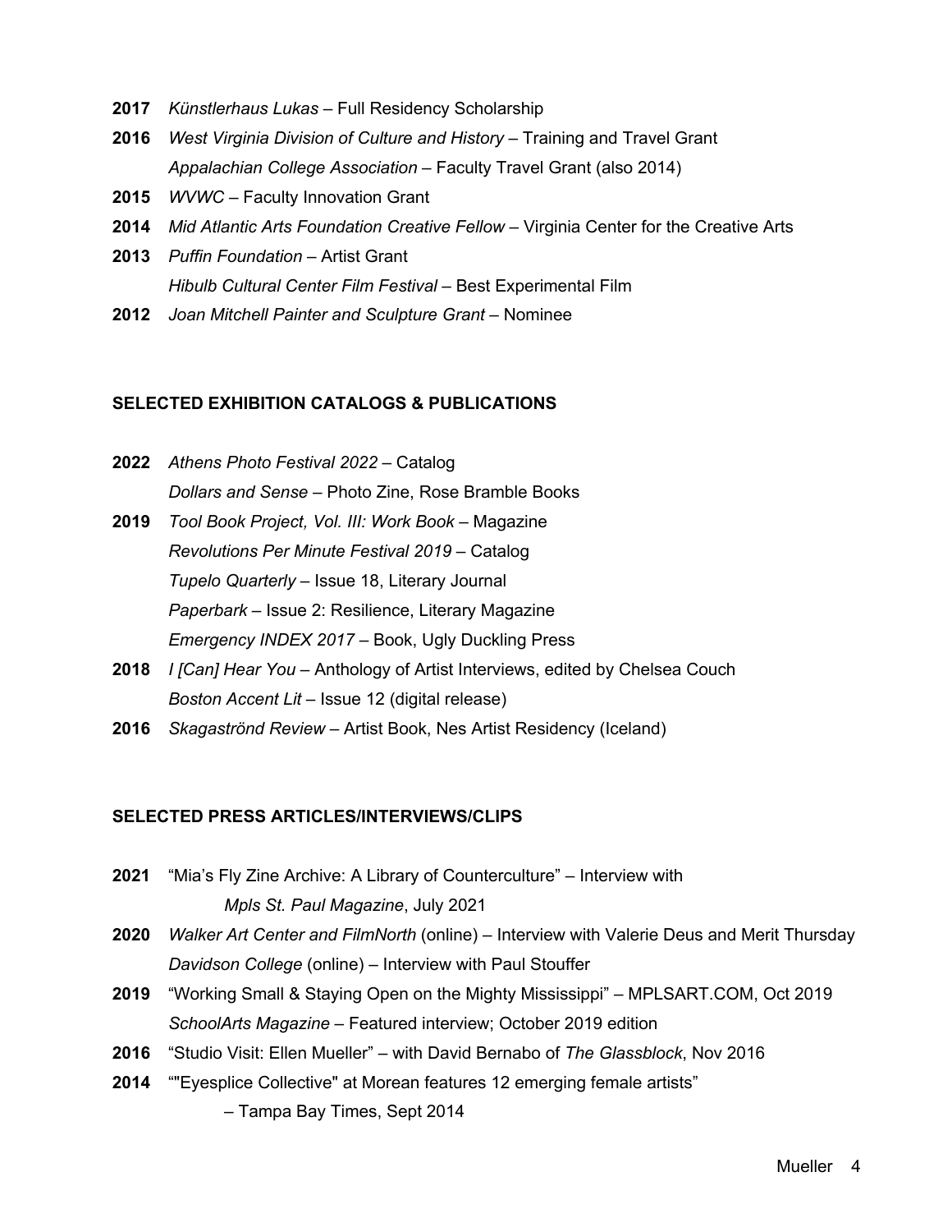**2017** *Künstlerhaus Lukas* – Full Residency Scholarship

**2016** *West Virginia Division of Culture and History* – Training and Travel Grant
*Appalachian College Association* – Faculty Travel Grant (also 2014)

**2015** *WVWC* – Faculty Innovation Grant

**2014** *Mid Atlantic Arts Foundation Creative Fellow* – Virginia Center for the Creative Arts

**2013** *Puffin Foundation* – Artist Grant
*Hibulb Cultural Center Film Festival* – Best Experimental Film

**2012** *Joan Mitchell Painter and Sculpture Grant* – Nominee

## SELECTED EXHIBITION CATALOGS & PUBLICATIONS

**2022** *Athens Photo Festival 2022* – Catalog
*Dollars and Sense* – Photo Zine, Rose Bramble Books

**2019** *Tool Book Project, Vol. III: Work Book* – Magazine
*Revolutions Per Minute Festival 2019* – Catalog
*Tupelo Quarterly* – Issue 18, Literary Journal
*Paperbark* – Issue 2: Resilience, Literary Magazine
*Emergency INDEX 2017* – Book, Ugly Duckling Press

**2018** *I [Can] Hear You* – Anthology of Artist Interviews, edited by Chelsea Couch
*Boston Accent Lit* – Issue 12 (digital release)

**2016** *Skagaströnd Review* – Artist Book, Nes Artist Residency (Iceland)

## SELECTED PRESS ARTICLES/INTERVIEWS/CLIPS

**2021** "Mia's Fly Zine Archive: A Library of Counterculture" – Interview with *Mpls St. Paul Magazine*, July 2021

**2020** *Walker Art Center and FilmNorth* (online) – Interview with Valerie Deus and Merit Thursday
*Davidson College* (online) – Interview with Paul Stouffer

**2019** "Working Small & Staying Open on the Mighty Mississippi" – MPLSART.COM, Oct 2019
*SchoolArts Magazine* – Featured interview; October 2019 edition

**2016** "Studio Visit: Ellen Mueller" – with David Bernabo of *The Glassblock*, Nov 2016

**2014** ""Eyesplice Collective" at Morean features 12 emerging female artists" – Tampa Bay Times, Sept 2014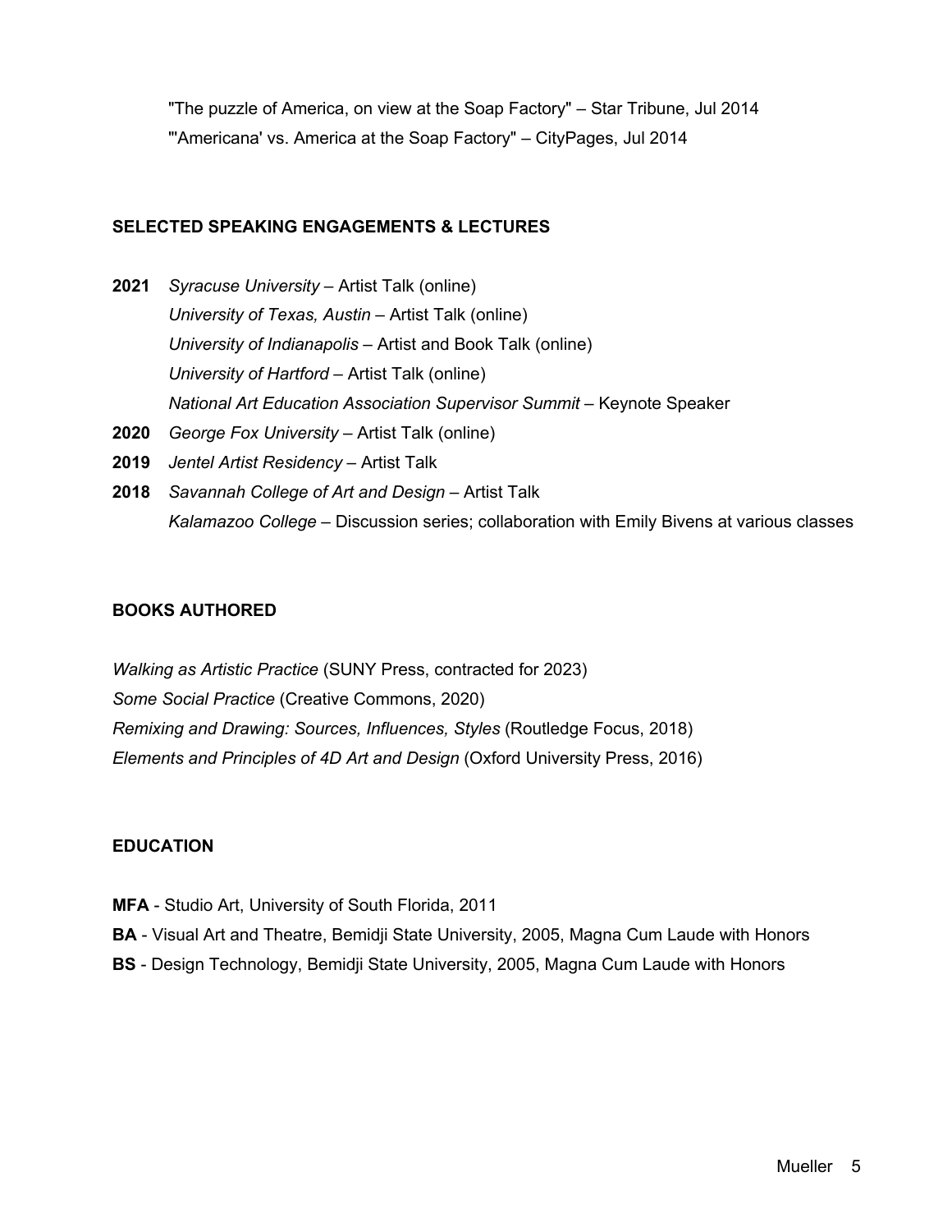"The puzzle of America, on view at the Soap Factory" – Star Tribune, Jul 2014

"'Americana' vs. America at the Soap Factory" – CityPages, Jul 2014

## SELECTED SPEAKING ENGAGEMENTS & LECTURES

**2021** *Syracuse University* – Artist Talk (online)
*University of Texas, Austin* – Artist Talk (online)
*University of Indianapolis* – Artist and Book Talk (online)
*University of Hartford* – Artist Talk (online)
*National Art Education Association Supervisor Summit* – Keynote Speaker

**2020** *George Fox University* – Artist Talk (online)

**2019** *Jentel Artist Residency* – Artist Talk

**2018** *Savannah College of Art and Design* – Artist Talk
*Kalamazoo College* – Discussion series; collaboration with Emily Bivens at various classes

## BOOKS AUTHORED

*Walking as Artistic Practice* (SUNY Press, contracted for 2023)
*Some Social Practice* (Creative Commons, 2020)
*Remixing and Drawing: Sources, Influences, Styles* (Routledge Focus, 2018)
*Elements and Principles of 4D Art and Design* (Oxford University Press, 2016)

## EDUCATION

**MFA** - Studio Art, University of South Florida, 2011
**BA** - Visual Art and Theatre, Bemidji State University, 2005, Magna Cum Laude with Honors
**BS** - Design Technology, Bemidji State University, 2005, Magna Cum Laude with Honors